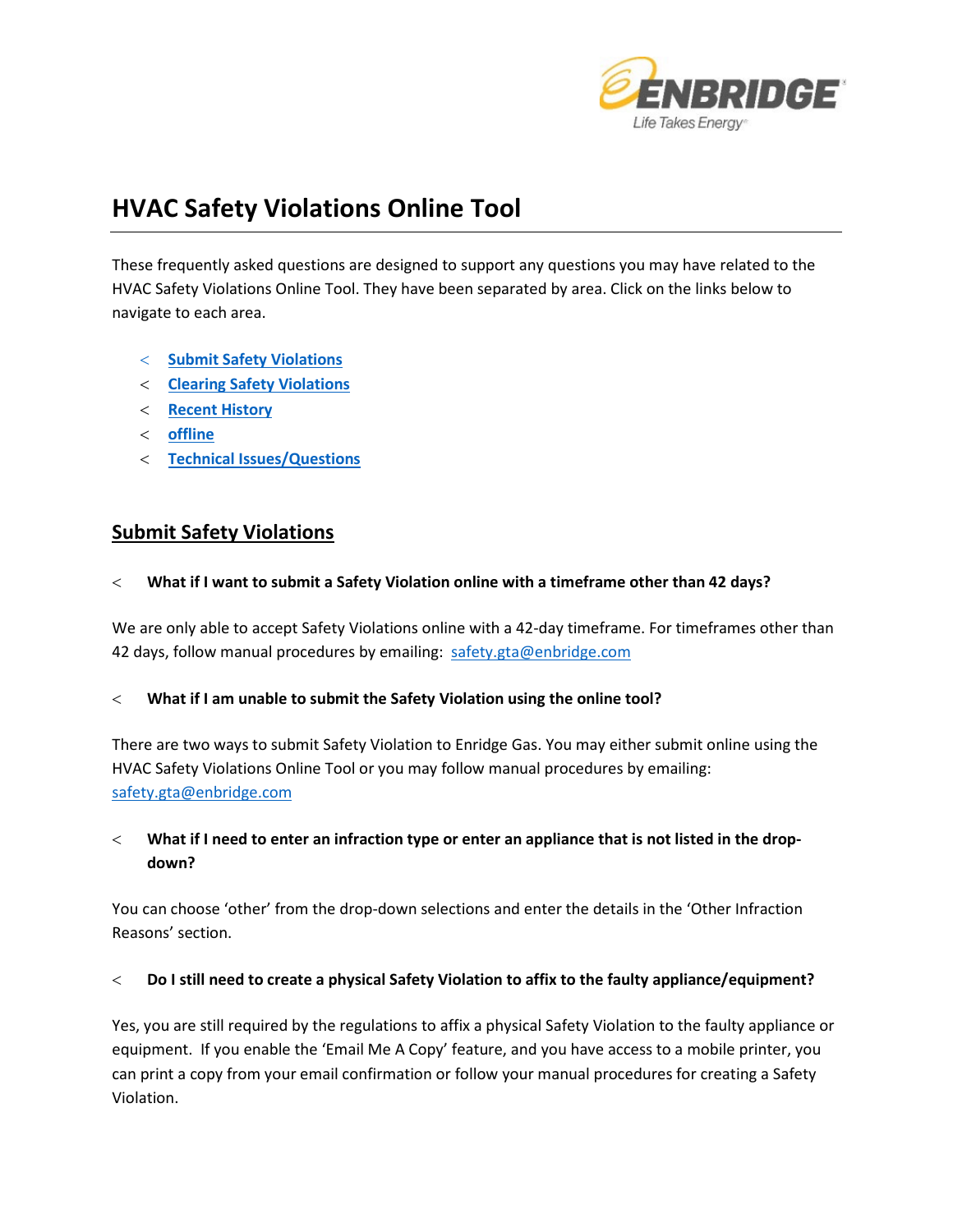# HVAC Safety Violations Online Tool

These frequently asked questions are designed to support any questions you may have related to the HVAC Safety Violations Online Tool. They have been separated by area. Click on the links below to navigate to each area.

- Submit Safety Violations
- Clearing Safety Violations
- Recent History
- offline
- Technical Issues/Questions

## Submit Safety Violations

- **What if I want to submit a Safety Violation online with a timeframe other than 42 days?**

We are only able to accept Safety Violations online with a 42-day timeframe. For timeframes other than 42 days, follow manual procedures by emailing: safety.gta@enbridge.com

- **What if I am unable to submit the Safety Violation using the online tool?**

There are two ways to submit Safety Violation to Enridge Gas. You may either submit online using the HVAC Safety Violations Online Tool or you may follow manual procedures by emailing: safety.gta@enbridge.com

- **What if I need to enter an infraction type or enter an appliance that is not listed in the drop-down?**

You can choose 'other' from the drop-down selections and enter the details in the 'Other Infraction Reasons' section.

- **Do I still need to create a physical Safety Violation to affix to the faulty appliance/equipment?**

Yes, you are still required by the regulations to affix a physical Safety Violation to the faulty appliance or equipment. If you enable the 'Email Me A Copy' feature, and you have access to a mobile printer, you can print a copy from your email confirmation or follow your manual procedures for creating a Safety Violation.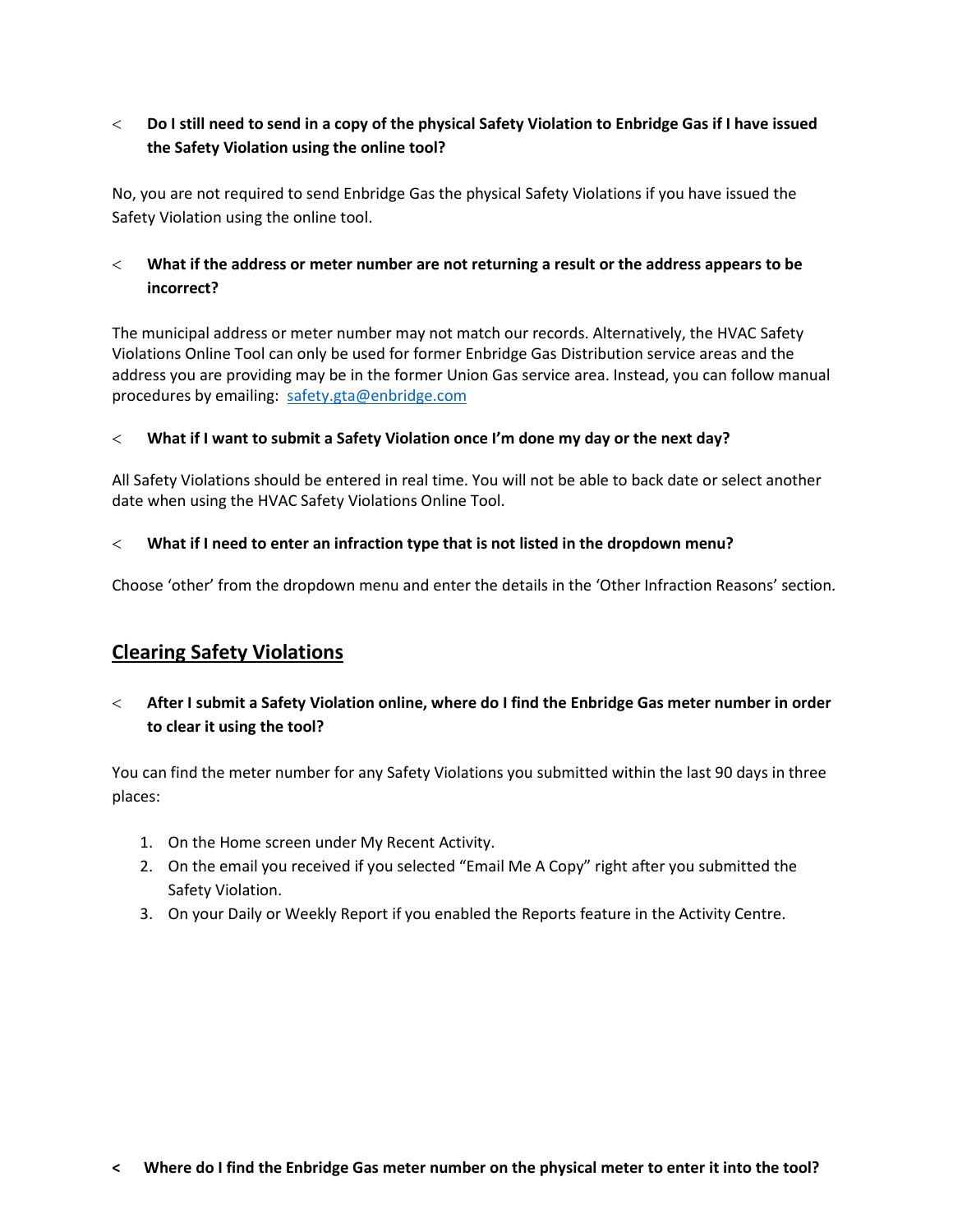- **Do I still need to send in a copy of the physical Safety Violation to Enbridge Gas if I have issued the Safety Violation using the online tool?**

No, you are not required to send Enbridge Gas the physical Safety Violations if you have issued the Safety Violation using the online tool.

- **What if the address or meter number are not returning a result or the address appears to be incorrect?**

The municipal address or meter number may not match our records. Alternatively, the HVAC Safety Violations Online Tool can only be used for former Enbridge Gas Distribution service areas and the address you are providing may be in the former Union Gas service area. Instead, you can follow manual procedures by emailing: safety.gta@enbridge.com

- **What if I want to submit a Safety Violation once I'm done my day or the next day?**

All Safety Violations should be entered in real time. You will not be able to back date or select another date when using the HVAC Safety Violations Online Tool.

- **What if I need to enter an infraction type that is not listed in the dropdown menu?**

Choose 'other' from the dropdown menu and enter the details in the 'Other Infraction Reasons' section.

## Clearing Safety Violations

- **After I submit a Safety Violation online, where do I find the Enbridge Gas meter number in order to clear it using the tool?**

You can find the meter number for any Safety Violations you submitted within the last 90 days in three places:

1. On the Home screen under My Recent Activity.
2. On the email you received if you selected "Email Me A Copy" right after you submitted the Safety Violation.
3. On your Daily or Weekly Report if you enabled the Reports feature in the Activity Centre.

- **Where do I find the Enbridge Gas meter number on the physical meter to enter it into the tool?**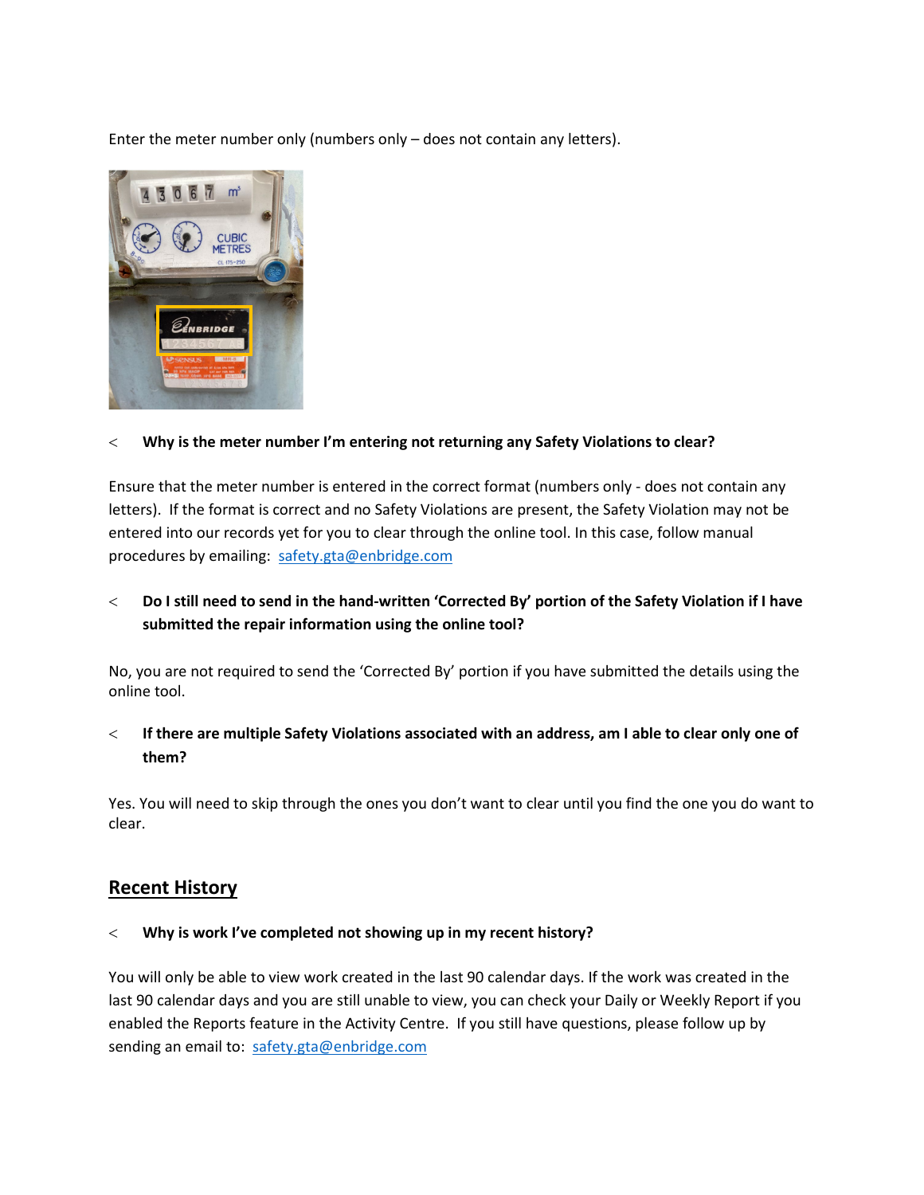Enter the meter number only (numbers only – does not contain any letters).

- **Why is the meter number I'm entering not returning any Safety Violations to clear?**

Ensure that the meter number is entered in the correct format (numbers only - does not contain any letters). If the format is correct and no Safety Violations are present, the Safety Violation may not be entered into our records yet for you to clear through the online tool. In this case, follow manual procedures by emailing: safety.gta@enbridge.com

- **Do I still need to send in the hand-written 'Corrected By' portion of the Safety Violation if I have submitted the repair information using the online tool?**

No, you are not required to send the 'Corrected By' portion if you have submitted the details using the online tool.

- **If there are multiple Safety Violations associated with an address, am I able to clear only one of them?**

Yes. You will need to skip through the ones you don't want to clear until you find the one you do want to clear.

## Recent History

- **Why is work I've completed not showing up in my recent history?**

You will only be able to view work created in the last 90 calendar days. If the work was created in the last 90 calendar days and you are still unable to view, you can check your Daily or Weekly Report if you enabled the Reports feature in the Activity Centre. If you still have questions, please follow up by sending an email to: safety.gta@enbridge.com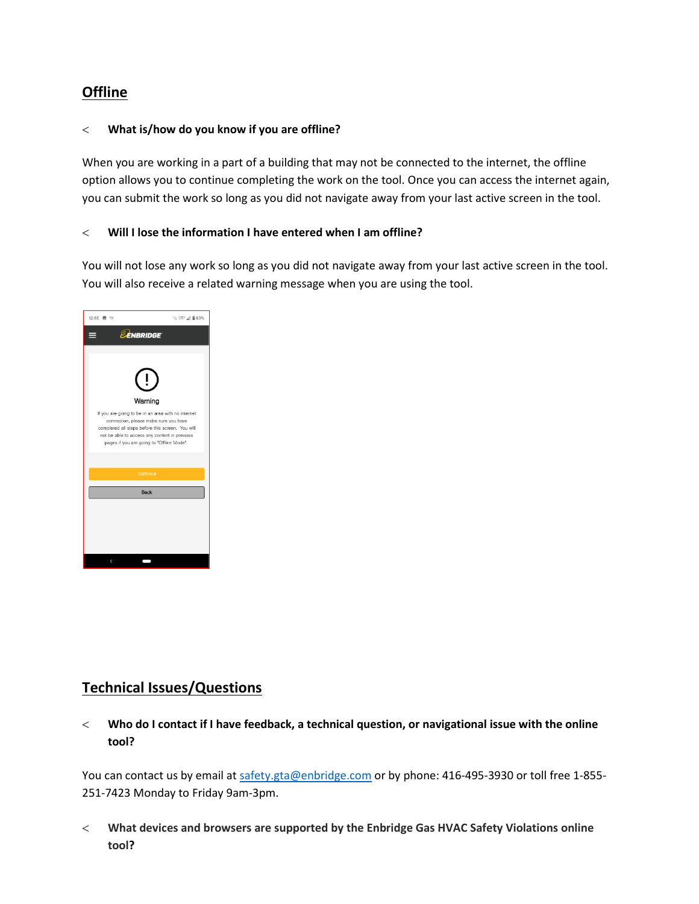## Offline

### What is/how do you know if you are offline?

When you are working in a part of a building that may not be connected to the internet, the offline option allows you to continue completing the work on the tool. Once you can access the internet again, you can submit the work so long as you did not navigate away from your last active screen in the tool.

### Will I lose the information I have entered when I am offline?

You will not lose any work so long as you did not navigate away from your last active screen in the tool. You will also receive a related warning message when you are using the tool.

## Technical Issues/Questions

### Who do I contact if I have feedback, a technical question, or navigational issue with the online tool?

You can contact us by email at safety.gta@enbridge.com or by phone: 416-495-3930 or toll free 1-855-251-7423 Monday to Friday 9am-3pm.

### What devices and browsers are supported by the Enbridge Gas HVAC Safety Violations online tool?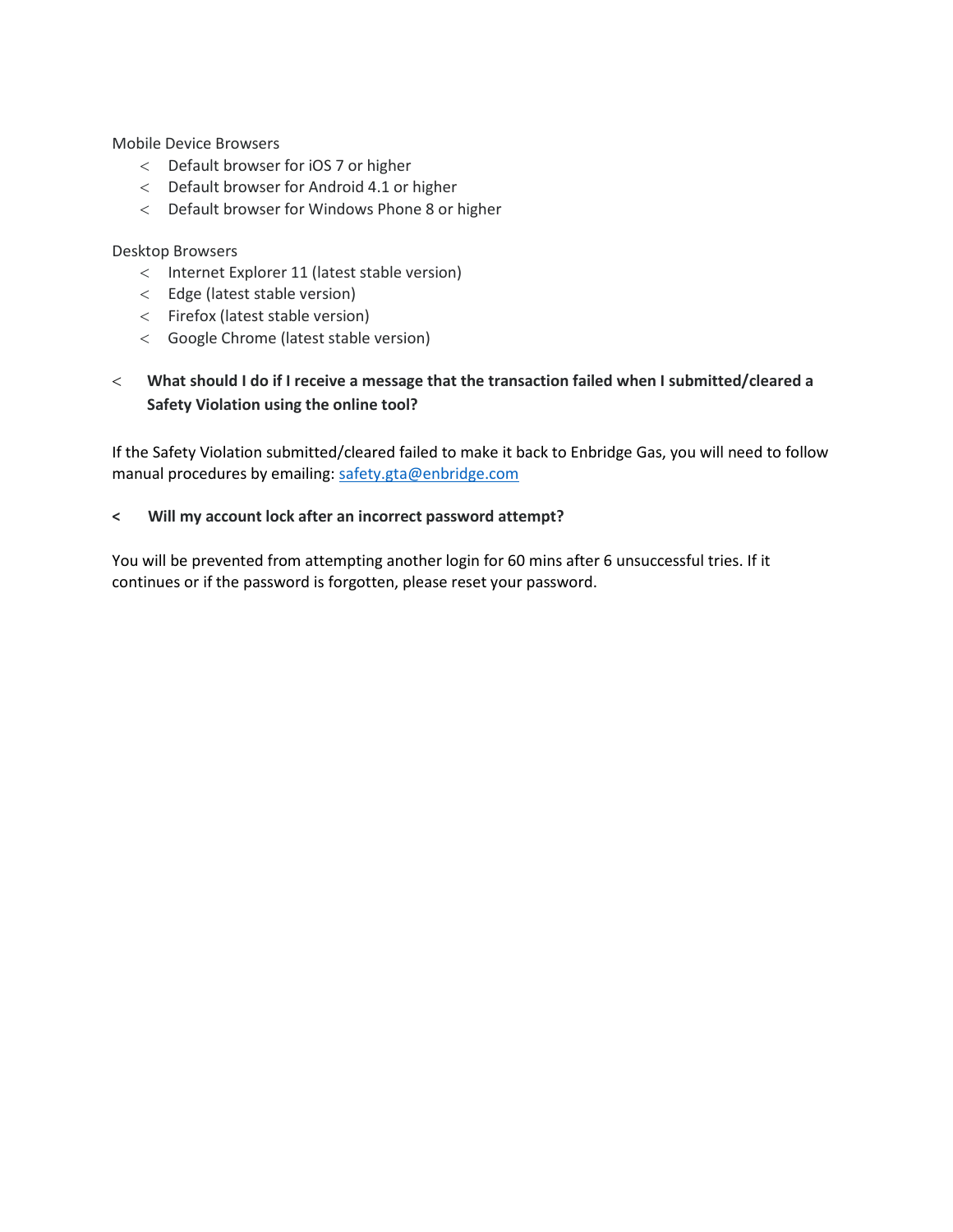Mobile Device Browsers

- Default browser for iOS 7 or higher
- Default browser for Android 4.1 or higher
- Default browser for Windows Phone 8 or higher

Desktop Browsers

- Internet Explorer 11 (latest stable version)
- Edge (latest stable version)
- Firefox (latest stable version)
- Google Chrome (latest stable version)

- **What should I do if I receive a message that the transaction failed when I submitted/cleared a Safety Violation using the online tool?**

If the Safety Violation submitted/cleared failed to make it back to Enbridge Gas, you will need to follow manual procedures by emailing: [safety.gta@enbridge.com](mailto:safety.gta@enbridge.com)

- **Will my account lock after an incorrect password attempt?**

You will be prevented from attempting another login for 60 mins after 6 unsuccessful tries. If it continues or if the password is forgotten, please reset your password.